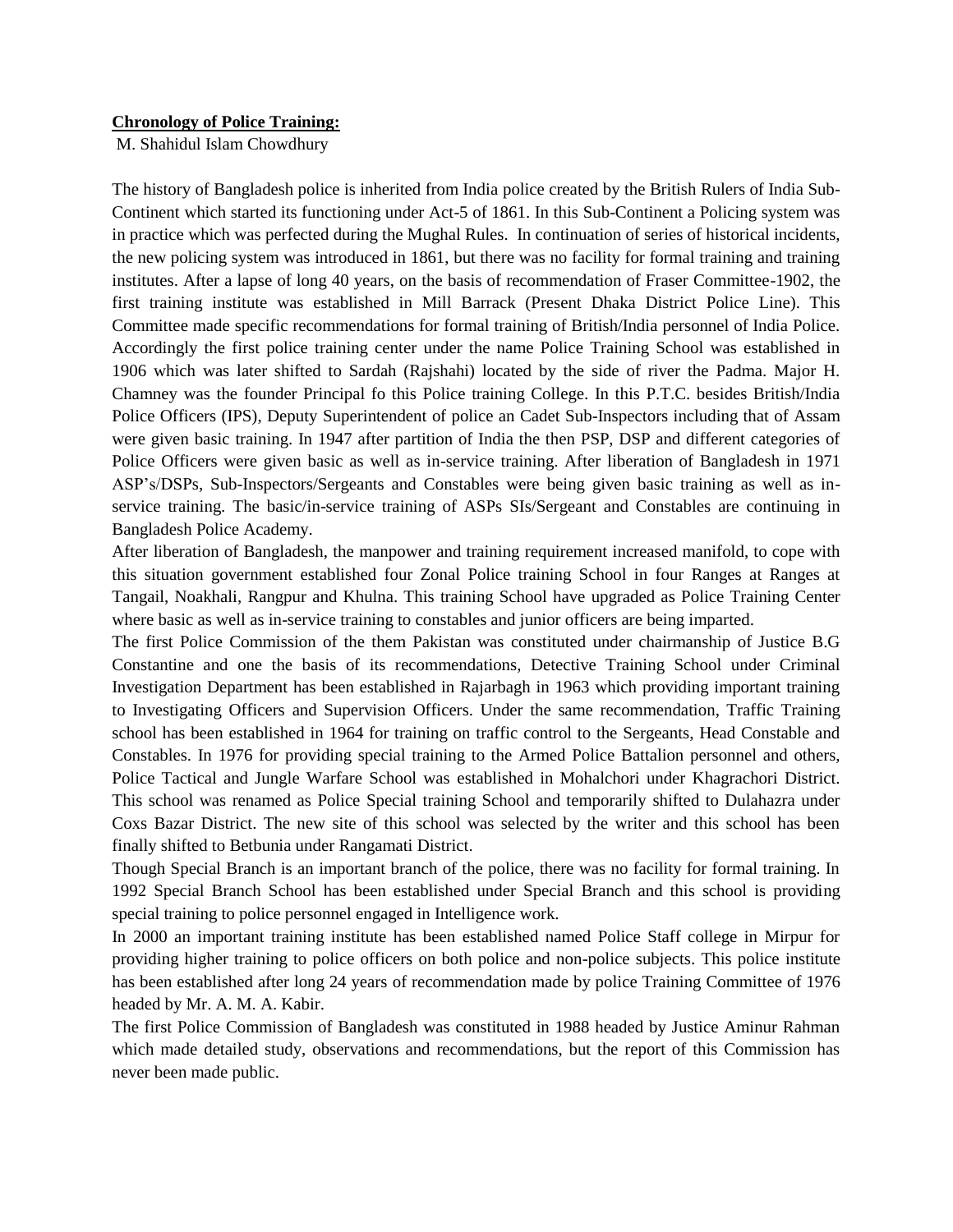**Chronology of Police Training:**

M. Shahidul Islam Chowdhury

The history of Bangladesh police is inherited from India police created by the British Rulers of India Sub-Continent which started its functioning under Act-5 of 1861. In this Sub-Continent a Policing system was in practice which was perfected during the Mughal Rules. In continuation of series of historical incidents, the new policing system was introduced in 1861, but there was no facility for formal training and training institutes. After a lapse of long 40 years, on the basis of recommendation of Fraser Committee-1902, the first training institute was established in Mill Barrack (Present Dhaka District Police Line). This Committee made specific recommendations for formal training of British/India personnel of India Police. Accordingly the first police training center under the name Police Training School was established in 1906 which was later shifted to Sardah (Rajshahi) located by the side of river the Padma. Major H. Chamney was the founder Principal fo this Police training College. In this P.T.C. besides British/India Police Officers (IPS), Deputy Superintendent of police an Cadet Sub-Inspectors including that of Assam were given basic training. In 1947 after partition of India the then PSP, DSP and different categories of Police Officers were given basic as well as in-service training. After liberation of Bangladesh in 1971 ASP's/DSPs, Sub-Inspectors/Sergeants and Constables were being given basic training as well as in-service training. The basic/in-service training of ASPs SIs/Sergeant and Constables are continuing in Bangladesh Police Academy.

After liberation of Bangladesh, the manpower and training requirement increased manifold, to cope with this situation government established four Zonal Police training School in four Ranges at Ranges at Tangail, Noakhali, Rangpur and Khulna. This training School have upgraded as Police Training Center where basic as well as in-service training to constables and junior officers are being imparted.

The first Police Commission of the them Pakistan was constituted under chairmanship of Justice B.G Constantine and one the basis of its recommendations, Detective Training School under Criminal Investigation Department has been established in Rajarbagh in 1963 which providing important training to Investigating Officers and Supervision Officers. Under the same recommendation, Traffic Training school has been established in 1964 for training on traffic control to the Sergeants, Head Constable and Constables. In 1976 for providing special training to the Armed Police Battalion personnel and others, Police Tactical and Jungle Warfare School was established in Mohalchori under Khagrachori District. This school was renamed as Police Special training School and temporarily shifted to Dulahazra under Coxs Bazar District. The new site of this school was selected by the writer and this school has been finally shifted to Betbunia under Rangamati District.

Though Special Branch is an important branch of the police, there was no facility for formal training. In 1992 Special Branch School has been established under Special Branch and this school is providing special training to police personnel engaged in Intelligence work.

In 2000 an important training institute has been established named Police Staff college in Mirpur for providing higher training to police officers on both police and non-police subjects. This police institute has been established after long 24 years of recommendation made by police Training Committee of 1976 headed by Mr. A. M. A. Kabir.

The first Police Commission of Bangladesh was constituted in 1988 headed by Justice Aminur Rahman which made detailed study, observations and recommendations, but the report of this Commission has never been made public.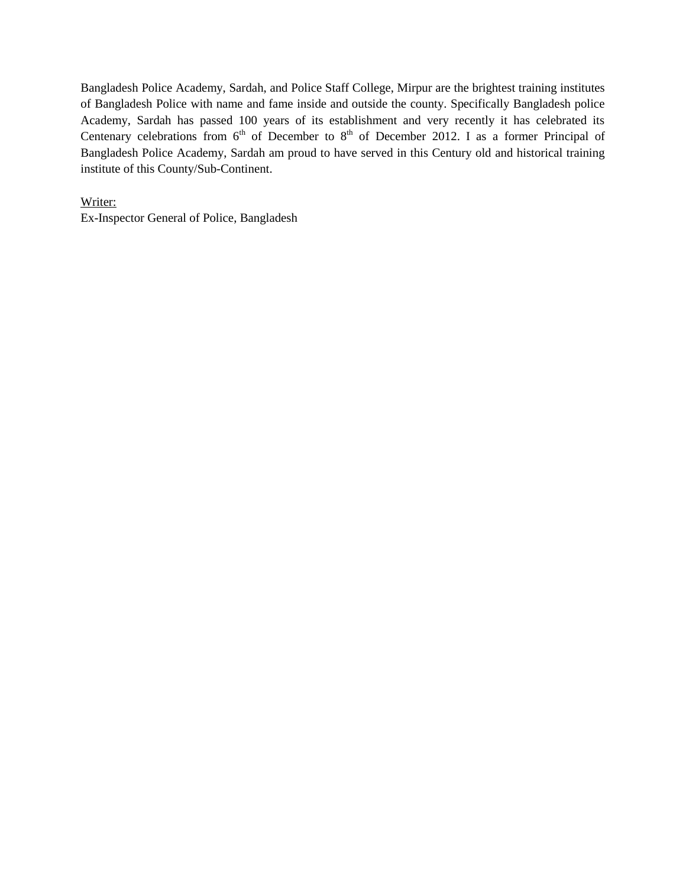Bangladesh Police Academy, Sardah, and Police Staff College, Mirpur are the brightest training institutes of Bangladesh Police with name and fame inside and outside the county. Specifically Bangladesh police Academy, Sardah has passed 100 years of its establishment and very recently it has celebrated its Centenary celebrations from 6th of December to 8th of December 2012. I as a former Principal of Bangladesh Police Academy, Sardah am proud to have served in this Century old and historical training institute of this County/Sub-Continent.

<u>Writer:</u>
Ex-Inspector General of Police, Bangladesh